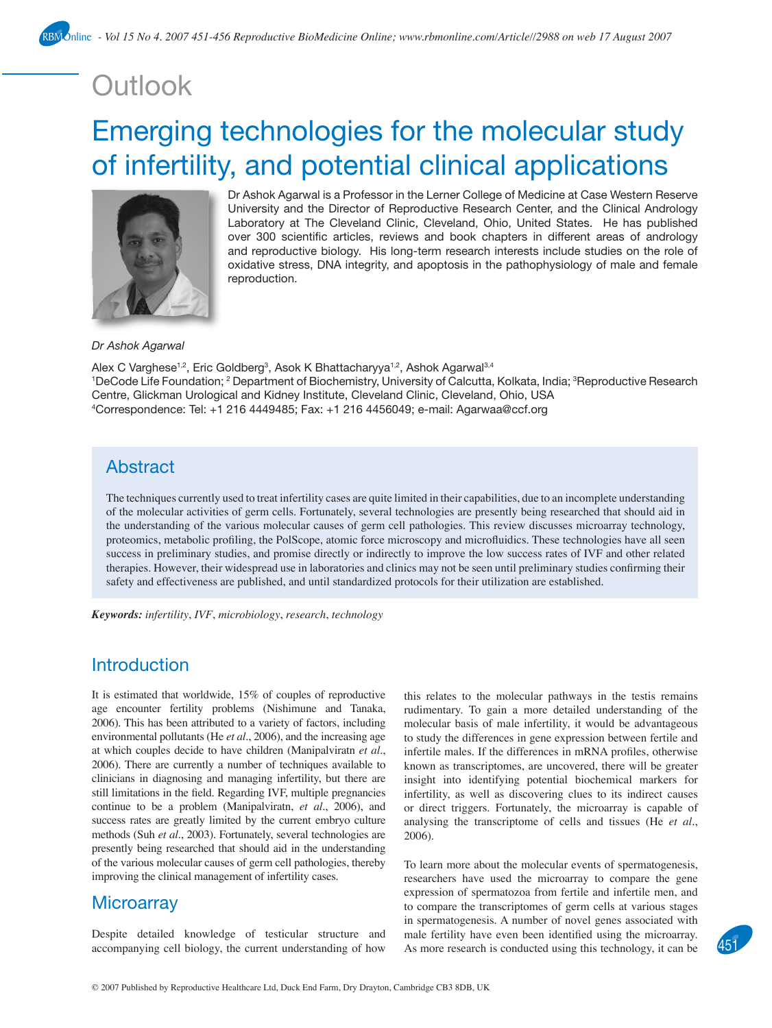Outlook

# Emerging technologies for the molecular study of infertility, and potential clinical applications

Dr Ashok Agarwal is a Professor in the Lerner College of Medicine at Case Western Reserve University and the Director of Reproductive Research Center, and the Clinical Andrology Laboratory at The Cleveland Clinic, Cleveland, Ohio, United States. He has published over 300 scientific articles, reviews and book chapters in different areas of andrology and reproductive biology. His long-term research interests include studies on the role of oxidative stress, DNA integrity, and apoptosis in the pathophysiology of male and female reproduction.

*Dr Ashok Agarwal*

Alex C Varghese[1,2], Eric Goldberg[3], Asok K Bhattacharyya[1,2], Ashok Agarwal[3,4]

[1]DeCode Life Foundation; [2] Department of Biochemistry, University of Calcutta, Kolkata, India; [3]Reproductive Research Centre, Glickman Urological and Kidney Institute, Cleveland Clinic, Cleveland, Ohio, USA

[4]Correspondence: Tel: +1 216 4449485; Fax: +1 216 4456049; e-mail: Agarwaa@ccf.org

## Abstract

The techniques currently used to treat infertility cases are quite limited in their capabilities, due to an incomplete understanding of the molecular activities of germ cells. Fortunately, several technologies are presently being researched that should aid in the understanding of the various molecular causes of germ cell pathologies. This review discusses microarray technology, proteomics, metabolic profiling, the PolScope, atomic force microscopy and microfluidics. These technologies have all seen success in preliminary studies, and promise directly or indirectly to improve the low success rates of IVF and other related therapies. However, their widespread use in laboratories and clinics may not be seen until preliminary studies confirming their safety and effectiveness are published, and until standardized protocols for their utilization are established.

***Keywords:*** *infertility*, *IVF*, *microbiology*, *research*, *technology*

## Introduction

It is estimated that worldwide, 15% of couples of reproductive age encounter fertility problems (Nishimune and Tanaka, 2006). This has been attributed to a variety of factors, including environmental pollutants (He *et al*., 2006), and the increasing age at which couples decide to have children (Manipalviratn *et al*., 2006). There are currently a number of techniques available to clinicians in diagnosing and managing infertility, but there are still limitations in the field. Regarding IVF, multiple pregnancies continue to be a problem (Manipalviratn, *et al*., 2006), and success rates are greatly limited by the current embryo culture methods (Suh *et al*., 2003). Fortunately, several technologies are presently being researched that should aid in the understanding of the various molecular causes of germ cell pathologies, thereby improving the clinical management of infertility cases.

## Microarray

Despite detailed knowledge of testicular structure and accompanying cell biology, the current understanding of how this relates to the molecular pathways in the testis remains rudimentary. To gain a more detailed understanding of the molecular basis of male infertility, it would be advantageous to study the differences in gene expression between fertile and infertile males. If the differences in mRNA profiles, otherwise known as transcriptomes, are uncovered, there will be greater insight into identifying potential biochemical markers for infertility, as well as discovering clues to its indirect causes or direct triggers. Fortunately, the microarray is capable of analysing the transcriptome of cells and tissues (He *et al*., 2006).

To learn more about the molecular events of spermatogenesis, researchers have used the microarray to compare the gene expression of spermatozoa from fertile and infertile men, and to compare the transcriptomes of germ cells at various stages in spermatogenesis. A number of novel genes associated with male fertility have even been identified using the microarray. As more research is conducted using this technology, it can be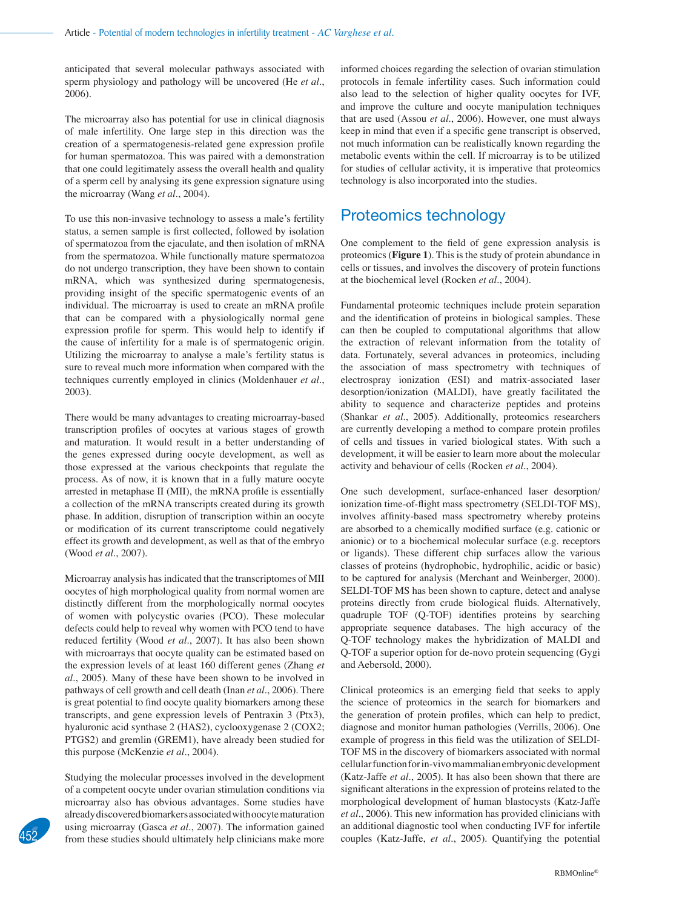anticipated that several molecular pathways associated with sperm physiology and pathology will be uncovered (He *et al*., 2006).

The microarray also has potential for use in clinical diagnosis of male infertility. One large step in this direction was the creation of a spermatogenesis-related gene expression profile for human spermatozoa. This was paired with a demonstration that one could legitimately assess the overall health and quality of a sperm cell by analysing its gene expression signature using the microarray (Wang *et al*., 2004).

To use this non-invasive technology to assess a male's fertility status, a semen sample is first collected, followed by isolation of spermatozoa from the ejaculate, and then isolation of mRNA from the spermatozoa. While functionally mature spermatozoa do not undergo transcription, they have been shown to contain mRNA, which was synthesized during spermatogenesis, providing insight of the specific spermatogenic events of an individual. The microarray is used to create an mRNA profile that can be compared with a physiologically normal gene expression profile for sperm. This would help to identify if the cause of infertility for a male is of spermatogenic origin. Utilizing the microarray to analyse a male's fertility status is sure to reveal much more information when compared with the techniques currently employed in clinics (Moldenhauer *et al*., 2003).

There would be many advantages to creating microarray-based transcription profiles of oocytes at various stages of growth and maturation. It would result in a better understanding of the genes expressed during oocyte development, as well as those expressed at the various checkpoints that regulate the process. As of now, it is known that in a fully mature oocyte arrested in metaphase II (MII), the mRNA profile is essentially a collection of the mRNA transcripts created during its growth phase. In addition, disruption of transcription within an oocyte or modification of its current transcriptome could negatively effect its growth and development, as well as that of the embryo (Wood *et al*., 2007).

Microarray analysis has indicated that the transcriptomes of MII oocytes of high morphological quality from normal women are distinctly different from the morphologically normal oocytes of women with polycystic ovaries (PCO). These molecular defects could help to reveal why women with PCO tend to have reduced fertility (Wood *et al*., 2007). It has also been shown with microarrays that oocyte quality can be estimated based on the expression levels of at least 160 different genes (Zhang *et al*., 2005). Many of these have been shown to be involved in pathways of cell growth and cell death (Inan *et al*., 2006). There is great potential to find oocyte quality biomarkers among these transcripts, and gene expression levels of Pentraxin 3 (Ptx3), hyaluronic acid synthase 2 (HAS2), cyclooxygenase 2 (COX2; PTGS2) and gremlin (GREM1), have already been studied for this purpose (McKenzie *et al*., 2004).

Studying the molecular processes involved in the development of a competent oocyte under ovarian stimulation conditions via microarray also has obvious advantages. Some studies have already discovered biomarkers associated with oocyte maturation using microarray (Gasca *et al*., 2007). The information gained from these studies should ultimately help clinicians make more informed choices regarding the selection of ovarian stimulation protocols in female infertility cases. Such information could also lead to the selection of higher quality oocytes for IVF, and improve the culture and oocyte manipulation techniques that are used (Assou *et al*., 2006). However, one must always keep in mind that even if a specific gene transcript is observed, not much information can be realistically known regarding the metabolic events within the cell. If microarray is to be utilized for studies of cellular activity, it is imperative that proteomics technology is also incorporated into the studies.

## Proteomics technology

One complement to the field of gene expression analysis is proteomics (**Figure 1**). This is the study of protein abundance in cells or tissues, and involves the discovery of protein functions at the biochemical level (Rocken *et al*., 2004).

Fundamental proteomic techniques include protein separation and the identification of proteins in biological samples. These can then be coupled to computational algorithms that allow the extraction of relevant information from the totality of data. Fortunately, several advances in proteomics, including the association of mass spectrometry with techniques of electrospray ionization (ESI) and matrix-associated laser desorption/ionization (MALDI), have greatly facilitated the ability to sequence and characterize peptides and proteins (Shankar *et al*., 2005). Additionally, proteomics researchers are currently developing a method to compare protein profiles of cells and tissues in varied biological states. With such a development, it will be easier to learn more about the molecular activity and behaviour of cells (Rocken *et al*., 2004).

One such development, surface-enhanced laser desorption/ionization time-of-flight mass spectrometry (SELDI-TOF MS), involves affinity-based mass spectrometry whereby proteins are absorbed to a chemically modified surface (e.g. cationic or anionic) or to a biochemical molecular surface (e.g. receptors or ligands). These different chip surfaces allow the various classes of proteins (hydrophobic, hydrophilic, acidic or basic) to be captured for analysis (Merchant and Weinberger, 2000). SELDI-TOF MS has been shown to capture, detect and analyse proteins directly from crude biological fluids. Alternatively, quadruple TOF (Q-TOF) identifies proteins by searching appropriate sequence databases. The high accuracy of the Q-TOF technology makes the hybridization of MALDI and Q-TOF a superior option for de-novo protein sequencing (Gygi and Aebersold, 2000).

Clinical proteomics is an emerging field that seeks to apply the science of proteomics in the search for biomarkers and the generation of protein profiles, which can help to predict, diagnose and monitor human pathologies (Verrills, 2006). One example of progress in this field was the utilization of SELDI-TOF MS in the discovery of biomarkers associated with normal cellular function for in-vivo mammalian embryonic development (Katz-Jaffe *et al*., 2005). It has also been shown that there are significant alterations in the expression of proteins related to the morphological development of human blastocysts (Katz-Jaffe *et al*., 2006). This new information has provided clinicians with an additional diagnostic tool when conducting IVF for infertile couples (Katz-Jaffe, *et al*., 2005). Quantifying the potential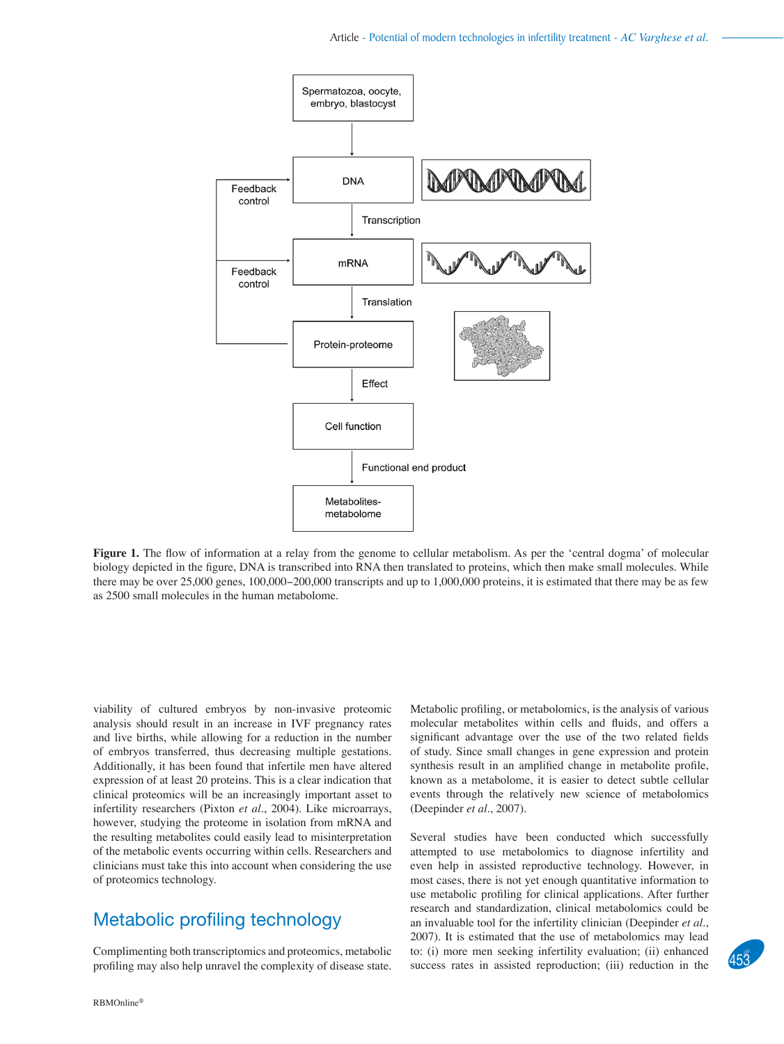Figure 1. The flow of information at a relay from the genome to cellular metabolism. As per the 'central dogma' of molecular biology depicted in the figure, DNA is transcribed into RNA then translated to proteins, which then make small molecules. While there may be over 25,000 genes, 100,000–200,000 transcripts and up to 1,000,000 proteins, it is estimated that there may be as few as 2500 small molecules in the human metabolome.

viability of cultured embryos by non-invasive proteomic analysis should result in an increase in IVF pregnancy rates and live births, while allowing for a reduction in the number of embryos transferred, thus decreasing multiple gestations. Additionally, it has been found that infertile men have altered expression of at least 20 proteins. This is a clear indication that clinical proteomics will be an increasingly important asset to infertility researchers (Pixton *et al*., 2004). Like microarrays, however, studying the proteome in isolation from mRNA and the resulting metabolites could easily lead to misinterpretation of the metabolic events occurring within cells. Researchers and clinicians must take this into account when considering the use of proteomics technology.

## Metabolic profiling technology

Complimenting both transcriptomics and proteomics, metabolic profiling may also help unravel the complexity of disease state. Metabolic profiling, or metabolomics, is the analysis of various molecular metabolites within cells and fluids, and offers a significant advantage over the use of the two related fields of study. Since small changes in gene expression and protein synthesis result in an amplified change in metabolite profile, known as a metabolome, it is easier to detect subtle cellular events through the relatively new science of metabolomics (Deepinder *et al*., 2007).

Several studies have been conducted which successfully attempted to use metabolomics to diagnose infertility and even help in assisted reproductive technology. However, in most cases, there is not yet enough quantitative information to use metabolic profiling for clinical applications. After further research and standardization, clinical metabolomics could be an invaluable tool for the infertility clinician (Deepinder *et al*., 2007). It is estimated that the use of metabolomics may lead to: (i) more men seeking infertility evaluation; (ii) enhanced success rates in assisted reproduction; (iii) reduction in the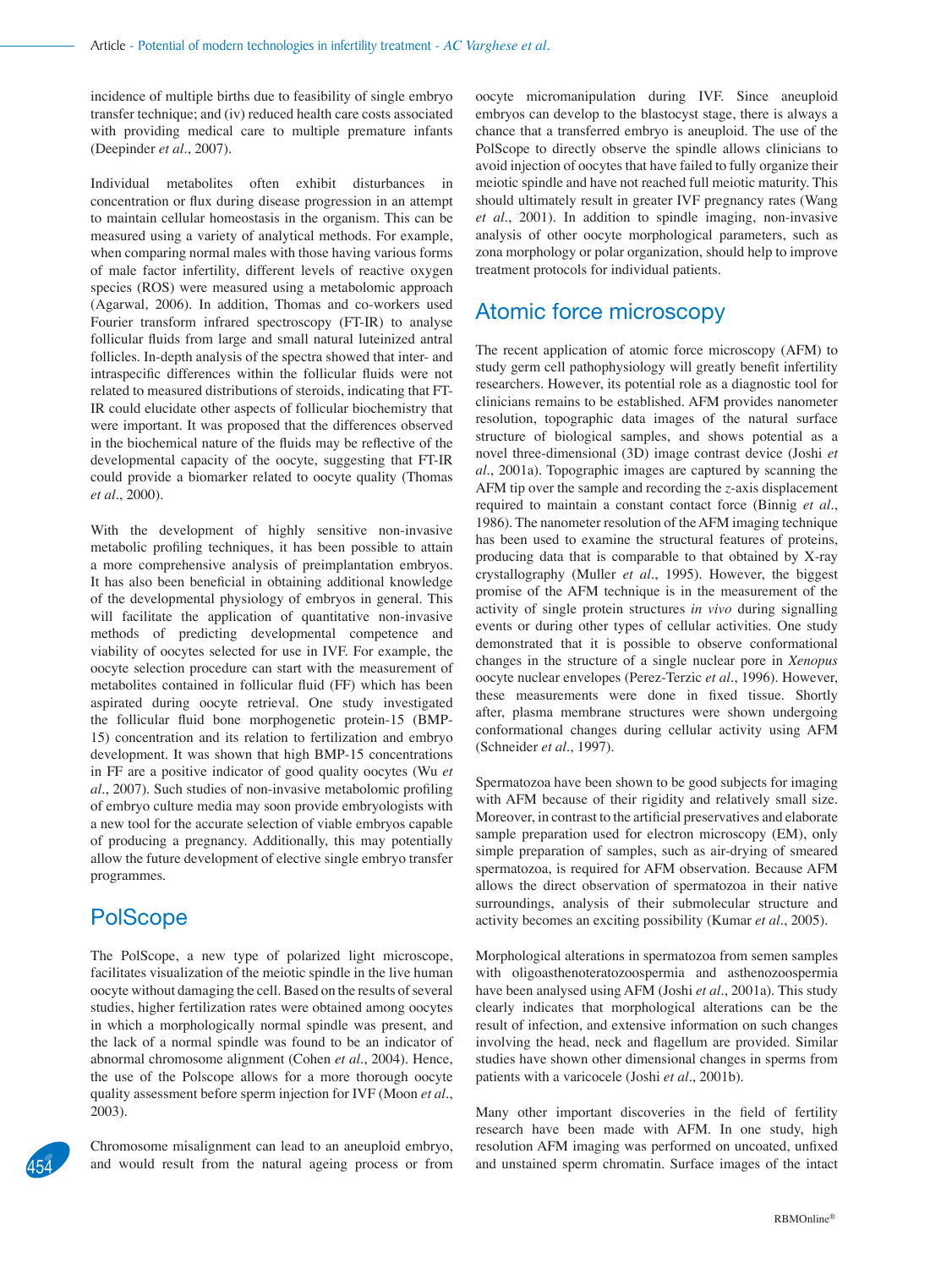incidence of multiple births due to feasibility of single embryo transfer technique; and (iv) reduced health care costs associated with providing medical care to multiple premature infants (Deepinder *et al*., 2007).

Individual metabolites often exhibit disturbances in concentration or flux during disease progression in an attempt to maintain cellular homeostasis in the organism. This can be measured using a variety of analytical methods. For example, when comparing normal males with those having various forms of male factor infertility, different levels of reactive oxygen species (ROS) were measured using a metabolomic approach (Agarwal, 2006). In addition, Thomas and co-workers used Fourier transform infrared spectroscopy (FT-IR) to analyse follicular fluids from large and small natural luteinized antral follicles. In-depth analysis of the spectra showed that inter- and intraspecific differences within the follicular fluids were not related to measured distributions of steroids, indicating that FT-IR could elucidate other aspects of follicular biochemistry that were important. It was proposed that the differences observed in the biochemical nature of the fluids may be reflective of the developmental capacity of the oocyte, suggesting that FT-IR could provide a biomarker related to oocyte quality (Thomas *et al*., 2000).

With the development of highly sensitive non-invasive metabolic profiling techniques, it has been possible to attain a more comprehensive analysis of preimplantation embryos. It has also been beneficial in obtaining additional knowledge of the developmental physiology of embryos in general. This will facilitate the application of quantitative non-invasive methods of predicting developmental competence and viability of oocytes selected for use in IVF. For example, the oocyte selection procedure can start with the measurement of metabolites contained in follicular fluid (FF) which has been aspirated during oocyte retrieval. One study investigated the follicular fluid bone morphogenetic protein-15 (BMP-15) concentration and its relation to fertilization and embryo development. It was shown that high BMP-15 concentrations in FF are a positive indicator of good quality oocytes (Wu *et al*., 2007). Such studies of non-invasive metabolomic profiling of embryo culture media may soon provide embryologists with a new tool for the accurate selection of viable embryos capable of producing a pregnancy. Additionally, this may potentially allow the future development of elective single embryo transfer programmes.

## PolScope

The PolScope, a new type of polarized light microscope, facilitates visualization of the meiotic spindle in the live human oocyte without damaging the cell. Based on the results of several studies, higher fertilization rates were obtained among oocytes in which a morphologically normal spindle was present, and the lack of a normal spindle was found to be an indicator of abnormal chromosome alignment (Cohen *et al*., 2004). Hence, the use of the Polscope allows for a more thorough oocyte quality assessment before sperm injection for IVF (Moon *et al*., 2003).

Chromosome misalignment can lead to an aneuploid embryo, and would result from the natural ageing process or from oocyte micromanipulation during IVF. Since aneuploid embryos can develop to the blastocyst stage, there is always a chance that a transferred embryo is aneuploid. The use of the PolScope to directly observe the spindle allows clinicians to avoid injection of oocytes that have failed to fully organize their meiotic spindle and have not reached full meiotic maturity. This should ultimately result in greater IVF pregnancy rates (Wang *et al*., 2001). In addition to spindle imaging, non-invasive analysis of other oocyte morphological parameters, such as zona morphology or polar organization, should help to improve treatment protocols for individual patients.

## Atomic force microscopy

The recent application of atomic force microscopy (AFM) to study germ cell pathophysiology will greatly benefit infertility researchers. However, its potential role as a diagnostic tool for clinicians remains to be established. AFM provides nanometer resolution, topographic data images of the natural surface structure of biological samples, and shows potential as a novel three-dimensional (3D) image contrast device (Joshi *et al*., 2001a). Topographic images are captured by scanning the AFM tip over the sample and recording the *z*-axis displacement required to maintain a constant contact force (Binnig *et al*., 1986). The nanometer resolution of the AFM imaging technique has been used to examine the structural features of proteins, producing data that is comparable to that obtained by X-ray crystallography (Muller *et al*., 1995). However, the biggest promise of the AFM technique is in the measurement of the activity of single protein structures *in vivo* during signalling events or during other types of cellular activities. One study demonstrated that it is possible to observe conformational changes in the structure of a single nuclear pore in *Xenopus* oocyte nuclear envelopes (Perez-Terzic *et al*., 1996). However, these measurements were done in fixed tissue. Shortly after, plasma membrane structures were shown undergoing conformational changes during cellular activity using AFM (Schneider *et al*., 1997).

Spermatozoa have been shown to be good subjects for imaging with AFM because of their rigidity and relatively small size. Moreover, in contrast to the artificial preservatives and elaborate sample preparation used for electron microscopy (EM), only simple preparation of samples, such as air-drying of smeared spermatozoa, is required for AFM observation. Because AFM allows the direct observation of spermatozoa in their native surroundings, analysis of their submolecular structure and activity becomes an exciting possibility (Kumar *et al*., 2005).

Morphological alterations in spermatozoa from semen samples with oligoasthenoteratozoospermia and asthenozoospermia have been analysed using AFM (Joshi *et al*., 2001a). This study clearly indicates that morphological alterations can be the result of infection, and extensive information on such changes involving the head, neck and flagellum are provided. Similar studies have shown other dimensional changes in sperms from patients with a varicocele (Joshi *et al*., 2001b).

Many other important discoveries in the field of fertility research have been made with AFM. In one study, high resolution AFM imaging was performed on uncoated, unfixed and unstained sperm chromatin. Surface images of the intact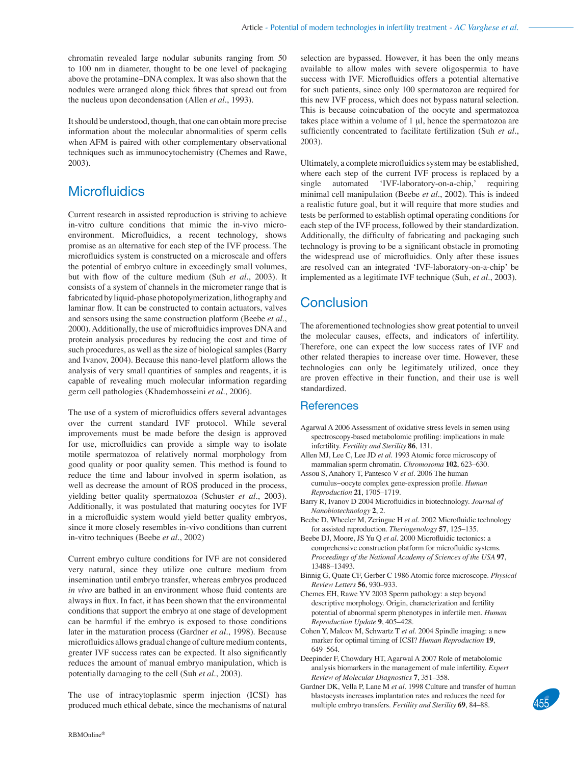chromatin revealed large nodular subunits ranging from 50 to 100 nm in diameter, thought to be one level of packaging above the protamine–DNA complex. It was also shown that the nodules were arranged along thick fibres that spread out from the nucleus upon decondensation (Allen *et al*., 1993).

It should be understood, though, that one can obtain more precise information about the molecular abnormalities of sperm cells when AFM is paired with other complementary observational techniques such as immunocytochemistry (Chemes and Rawe, 2003).

## Microfluidics

Current research in assisted reproduction is striving to achieve in-vitro culture conditions that mimic the in-vivo micro-environment. Microfluidics, a recent technology, shows promise as an alternative for each step of the IVF process. The microfluidics system is constructed on a microscale and offers the potential of embryo culture in exceedingly small volumes, but with flow of the culture medium (Suh *et al*., 2003). It consists of a system of channels in the micrometer range that is fabricated by liquid-phase photopolymerization, lithography and laminar flow. It can be constructed to contain actuators, valves and sensors using the same construction platform (Beebe *et al*., 2000). Additionally, the use of microfluidics improves DNA and protein analysis procedures by reducing the cost and time of such procedures, as well as the size of biological samples (Barry and Ivanov, 2004). Because this nano-level platform allows the analysis of very small quantities of samples and reagents, it is capable of revealing much molecular information regarding germ cell pathologies (Khademhosseini *et al*., 2006).

The use of a system of microfluidics offers several advantages over the current standard IVF protocol. While several improvements must be made before the design is approved for use, microfluidics can provide a simple way to isolate motile spermatozoa of relatively normal morphology from good quality or poor quality semen. This method is found to reduce the time and labour involved in sperm isolation, as well as decrease the amount of ROS produced in the process, yielding better quality spermatozoa (Schuster *et al*., 2003). Additionally, it was postulated that maturing oocytes for IVF in a microfluidic system would yield better quality embryos, since it more closely resembles in-vivo conditions than current in-vitro techniques (Beebe *et al*., 2002)

Current embryo culture conditions for IVF are not considered very natural, since they utilize one culture medium from insemination until embryo transfer, whereas embryos produced *in vivo* are bathed in an environment whose fluid contents are always in flux. In fact, it has been shown that the environmental conditions that support the embryo at one stage of development can be harmful if the embryo is exposed to those conditions later in the maturation process (Gardner *et al*., 1998). Because microfluidics allows gradual change of culture medium contents, greater IVF success rates can be expected. It also significantly reduces the amount of manual embryo manipulation, which is potentially damaging to the cell (Suh *et al*., 2003).

The use of intracytoplasmic sperm injection (ICSI) has produced much ethical debate, since the mechanisms of natural selection are bypassed. However, it has been the only means available to allow males with severe oligospermia to have success with IVF. Microfluidics offers a potential alternative for such patients, since only 100 spermatozoa are required for this new IVF process, which does not bypass natural selection. This is because coincubation of the oocyte and spermatozoa takes place within a volume of 1 μl, hence the spermatozoa are sufficiently concentrated to facilitate fertilization (Suh *et al*., 2003).

Ultimately, a complete microfluidics system may be established, where each step of the current IVF process is replaced by a single automated 'IVF-laboratory-on-a-chip,' requiring minimal cell manipulation (Beebe *et al*., 2002). This is indeed a realistic future goal, but it will require that more studies and tests be performed to establish optimal operating conditions for each step of the IVF process, followed by their standardization. Additionally, the difficulty of fabricating and packaging such technology is proving to be a significant obstacle in promoting the widespread use of microfluidics. Only after these issues are resolved can an integrated 'IVF-laboratory-on-a-chip' be implemented as a legitimate IVF technique (Suh, *et al*., 2003).

## Conclusion

The aforementioned technologies show great potential to unveil the molecular causes, effects, and indicators of infertility. Therefore, one can expect the low success rates of IVF and other related therapies to increase over time. However, these technologies can only be legitimately utilized, once they are proven effective in their function, and their use is well standardized.

## References

Agarwal A 2006 Assessment of oxidative stress levels in semen using spectroscopy-based metabolomic profiling: implications in male infertility. *Fertility and Sterility* **86**, 131.

Allen MJ, Lee C, Lee JD *et al*. 1993 Atomic force microscopy of mammalian sperm chromatin. *Chromosoma* **102**, 623–630.

Assou S, Anahory T, Pantesco V *et al*. 2006 The human cumulus–oocyte complex gene-expression profile. *Human Reproduction* **21**, 1705–1719.

Barry R, Ivanov D 2004 Microfluidics in biotechnology. *Journal of Nanobiotechnology* **2**, 2.

Beebe D, Wheeler M, Zeringue H *et al*. 2002 Microfluidic technology for assisted reproduction. *Theriogenology* **57**, 125–135.

Beebe DJ, Moore, JS Yu Q *et al*. 2000 Microfluidic tectonics: a comprehensive construction platform for microfluidic systems. *Proceedings of the National Academy of Sciences of the USA* **97**, 13488–13493.

Binnig G, Quate CF, Gerber C 1986 Atomic force microscope. *Physical Review Letters* **56**, 930–933.

Chemes EH, Rawe YV 2003 Sperm pathology: a step beyond descriptive morphology. Origin, characterization and fertility potential of abnormal sperm phenotypes in infertile men. *Human Reproduction Update* **9**, 405–428.

Cohen Y, Malcov M, Schwartz T *et al*. 2004 Spindle imaging: a new marker for optimal timing of ICSI? *Human Reproduction* **19**, 649–564.

Deepinder F, Chowdary HT, Agarwal A 2007 Role of metabolomic analysis biomarkers in the management of male infertility. *Expert Review of Molecular Diagnostics* **7**, 351–358.

Gardner DK, Vella P, Lane M *et al*. 1998 Culture and transfer of human blastocysts increases implantation rates and reduces the need for multiple embryo transfers. *Fertility and Sterility* **69**, 84–88.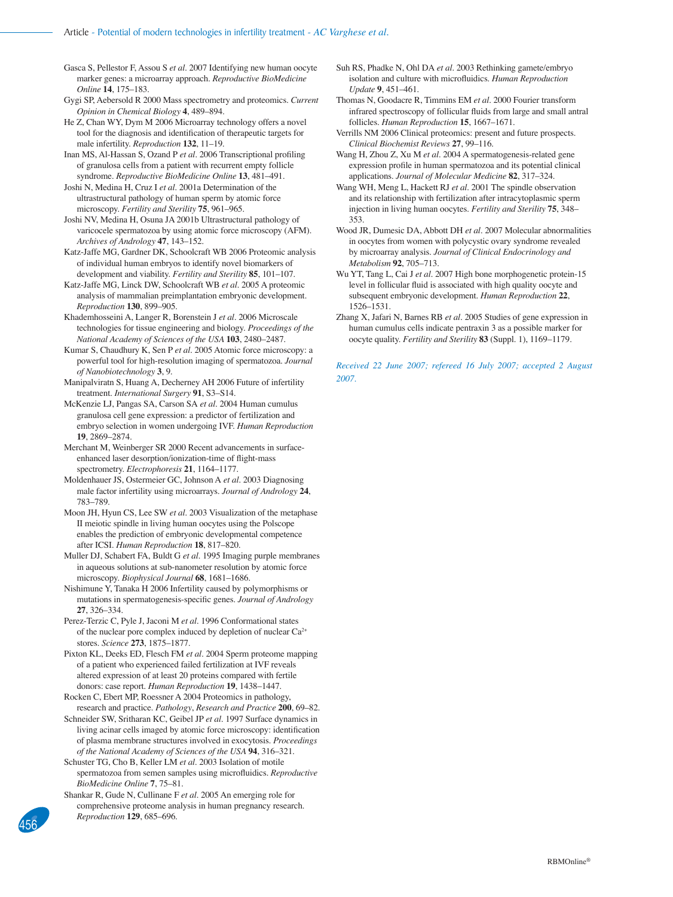Gasca S, Pellestor F, Assou S *et al*. 2007 Identifying new human oocyte marker genes: a microarray approach. *Reproductive BioMedicine Online* **14**, 175–183.

Gygi SP, Aebersold R 2000 Mass spectrometry and proteomics. *Current Opinion in Chemical Biology* **4**, 489–894.

He Z, Chan WY, Dym M 2006 Microarray technology offers a novel tool for the diagnosis and identification of therapeutic targets for male infertility. *Reproduction* **132**, 11–19.

Inan MS, Al-Hassan S, Ozand P *et al*. 2006 Transcriptional profiling of granulosa cells from a patient with recurrent empty follicle syndrome. *Reproductive BioMedicine Online* **13**, 481–491.

Joshi N, Medina H, Cruz I *et al*. 2001a Determination of the ultrastructural pathology of human sperm by atomic force microscopy. *Fertility and Sterility* **75**, 961–965.

Joshi NV, Medina H, Osuna JA 2001b Ultrastructural pathology of varicocele spermatozoa by using atomic force microscopy (AFM). *Archives of Andrology* **47**, 143–152.

Katz-Jaffe MG, Gardner DK, Schoolcraft WB 2006 Proteomic analysis of individual human embryos to identify novel biomarkers of development and viability. *Fertility and Sterility* **85**, 101–107.

Katz-Jaffe MG, Linck DW, Schoolcraft WB *et al*. 2005 A proteomic analysis of mammalian preimplantation embryonic development. *Reproduction* **130**, 899–905.

Khademhosseini A, Langer R, Borenstein J *et al*. 2006 Microscale technologies for tissue engineering and biology. *Proceedings of the National Academy of Sciences of the USA* **103**, 2480–2487.

Kumar S, Chaudhury K, Sen P *et al*. 2005 Atomic force microscopy: a powerful tool for high-resolution imaging of spermatozoa. *Journal of Nanobiotechnology* **3**, 9.

Manipalviratn S, Huang A, Decherney AH 2006 Future of infertility treatment. *International Surgery* **91**, S3–S14.

McKenzie LJ, Pangas SA, Carson SA *et al*. 2004 Human cumulus granulosa cell gene expression: a predictor of fertilization and embryo selection in women undergoing IVF. *Human Reproduction* **19**, 2869–2874.

Merchant M, Weinberger SR 2000 Recent advancements in surface-enhanced laser desorption/ionization-time of flight-mass spectrometry. *Electrophoresis* **21**, 1164–1177.

Moldenhauer JS, Ostermeier GC, Johnson A *et al*. 2003 Diagnosing male factor infertility using microarrays. *Journal of Andrology* **24**, 783–789.

Moon JH, Hyun CS, Lee SW *et al*. 2003 Visualization of the metaphase II meiotic spindle in living human oocytes using the Polscope enables the prediction of embryonic developmental competence after ICSI. *Human Reproduction* **18**, 817–820.

Muller DJ, Schabert FA, Buldt G *et al*. 1995 Imaging purple membranes in aqueous solutions at sub-nanometer resolution by atomic force microscopy. *Biophysical Journal* **68**, 1681–1686.

Nishimune Y, Tanaka H 2006 Infertility caused by polymorphisms or mutations in spermatogenesis-specific genes. *Journal of Andrology* **27**, 326–334.

Perez-Terzic C, Pyle J, Jaconi M *et al*. 1996 Conformational states of the nuclear pore complex induced by depletion of nuclear $Ca^{2+}$ stores. *Science* **273**, 1875–1877.

Pixton KL, Deeks ED, Flesch FM *et al*. 2004 Sperm proteome mapping of a patient who experienced failed fertilization at IVF reveals altered expression of at least 20 proteins compared with fertile donors: case report. *Human Reproduction* **19**, 1438–1447.

Rocken C, Ebert MP, Roessner A 2004 Proteomics in pathology, research and practice. *Pathology, Research and Practice* **200**, 69–82.

Schneider SW, Sritharan KC, Geibel JP *et al*. 1997 Surface dynamics in living acinar cells imaged by atomic force microscopy: identification of plasma membrane structures involved in exocytosis. *Proceedings of the National Academy of Sciences of the USA* **94**, 316–321.

Schuster TG, Cho B, Keller LM *et al*. 2003 Isolation of motile spermatozoa from semen samples using microfluidics. *Reproductive BioMedicine Online* **7**, 75–81.

Shankar R, Gude N, Cullinane F *et al*. 2005 An emerging role for comprehensive proteome analysis in human pregnancy research. *Reproduction* **129**, 685–696.

Suh RS, Phadke N, Ohl DA *et al*. 2003 Rethinking gamete/embryo isolation and culture with microfluidics. *Human Reproduction Update* **9**, 451–461.

Thomas N, Goodacre R, Timmins EM *et al*. 2000 Fourier transform infrared spectroscopy of follicular fluids from large and small antral follicles. *Human Reproduction* **15**, 1667–1671.

Verrills NM 2006 Clinical proteomics: present and future prospects. *Clinical Biochemist Reviews* **27**, 99–116.

Wang H, Zhou Z, Xu M *et al*. 2004 A spermatogenesis-related gene expression profile in human spermatozoa and its potential clinical applications. *Journal of Molecular Medicine* **82**, 317–324.

Wang WH, Meng L, Hackett RJ *et al*. 2001 The spindle observation and its relationship with fertilization after intracytoplasmic sperm injection in living human oocytes. *Fertility and Sterility* **75**, 348–353.

Wood JR, Dumesic DA, Abbott DH *et al*. 2007 Molecular abnormalities in oocytes from women with polycystic ovary syndrome revealed by microarray analysis. *Journal of Clinical Endocrinology and Metabolism* **92**, 705–713.

Wu YT, Tang L, Cai J *et al*. 2007 High bone morphogenetic protein-15 level in follicular fluid is associated with high quality oocyte and subsequent embryonic development. *Human Reproduction* **22**, 1526–1531.

Zhang X, Jafari N, Barnes RB *et al*. 2005 Studies of gene expression in human cumulus cells indicate pentraxin 3 as a possible marker for oocyte quality. *Fertility and Sterility* **83** (Suppl. 1), 1169–1179.

*Received 22 June 2007; refereed 16 July 2007; accepted 2 August 2007.*